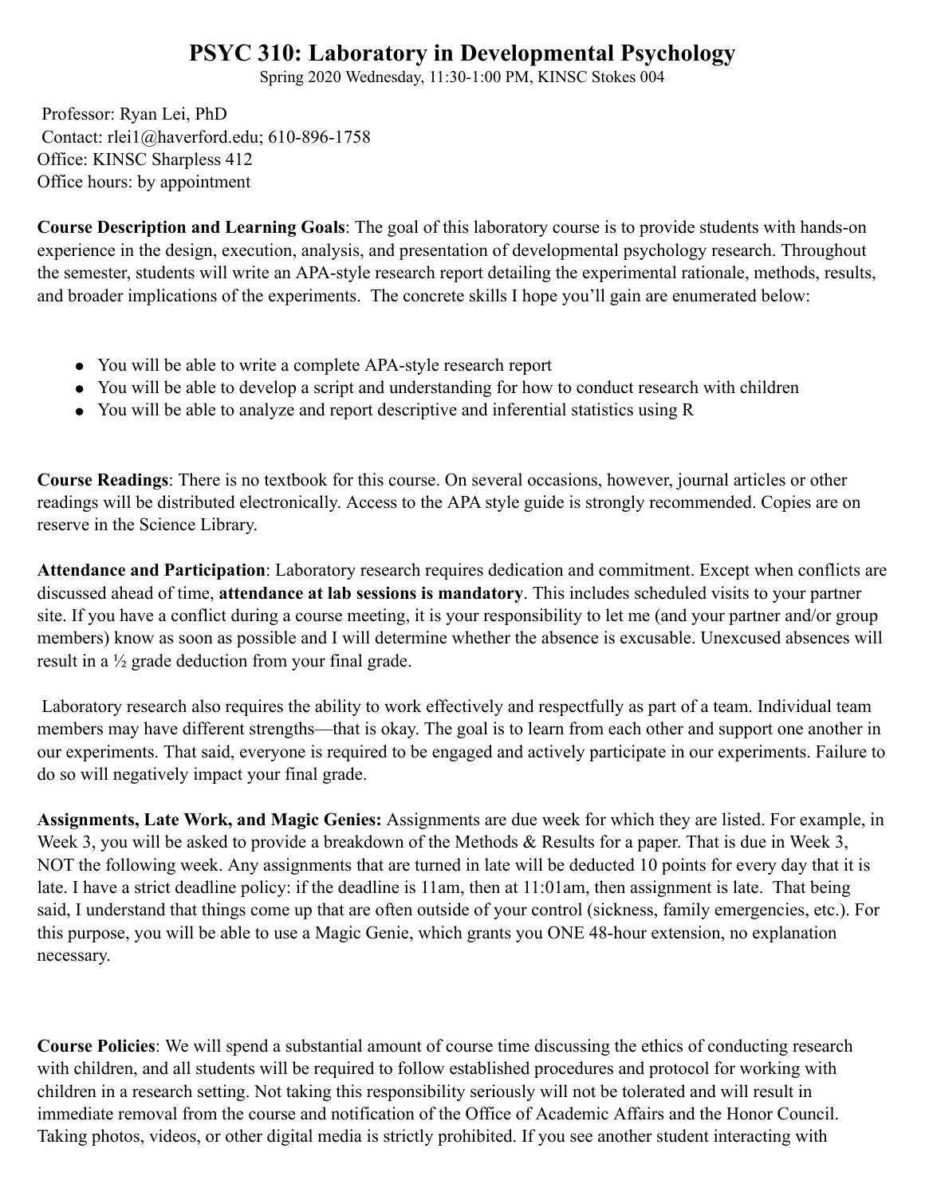# PSYC 310: Laboratory in Developmental Psychology

Spring 2020 Wednesday, 11:30-1:00 PM, KINSC Stokes 004

Professor: Ryan Lei, PhD
Contact: rlei1@haverford.edu; 610-896-1758
Office: KINSC Sharpless 412
Office hours: by appointment

**Course Description and Learning Goals**: The goal of this laboratory course is to provide students with hands-on experience in the design, execution, analysis, and presentation of developmental psychology research. Throughout the semester, students will write an APA-style research report detailing the experimental rationale, methods, results, and broader implications of the experiments. The concrete skills I hope you'll gain are enumerated below:

- You will be able to write a complete APA-style research report
- You will be able to develop a script and understanding for how to conduct research with children
- You will be able to analyze and report descriptive and inferential statistics using R

**Course Readings**: There is no textbook for this course. On several occasions, however, journal articles or other readings will be distributed electronically. Access to the APA style guide is strongly recommended. Copies are on reserve in the Science Library.

**Attendance and Participation**: Laboratory research requires dedication and commitment. Except when conflicts are discussed ahead of time, **attendance at lab sessions is mandatory**. This includes scheduled visits to your partner site. If you have a conflict during a course meeting, it is your responsibility to let me (and your partner and/or group members) know as soon as possible and I will determine whether the absence is excusable. Unexcused absences will result in a ½ grade deduction from your final grade.

Laboratory research also requires the ability to work effectively and respectfully as part of a team. Individual team members may have different strengths—that is okay. The goal is to learn from each other and support one another in our experiments. That said, everyone is required to be engaged and actively participate in our experiments. Failure to do so will negatively impact your final grade.

**Assignments, Late Work, and Magic Genies:** Assignments are due week for which they are listed. For example, in Week 3, you will be asked to provide a breakdown of the Methods & Results for a paper. That is due in Week 3, NOT the following week. Any assignments that are turned in late will be deducted 10 points for every day that it is late. I have a strict deadline policy: if the deadline is 11am, then at 11:01am, then assignment is late. That being said, I understand that things come up that are often outside of your control (sickness, family emergencies, etc.). For this purpose, you will be able to use a Magic Genie, which grants you ONE 48-hour extension, no explanation necessary.

**Course Policies**: We will spend a substantial amount of course time discussing the ethics of conducting research with children, and all students will be required to follow established procedures and protocol for working with children in a research setting. Not taking this responsibility seriously will not be tolerated and will result in immediate removal from the course and notification of the Office of Academic Affairs and the Honor Council. Taking photos, videos, or other digital media is strictly prohibited. If you see another student interacting with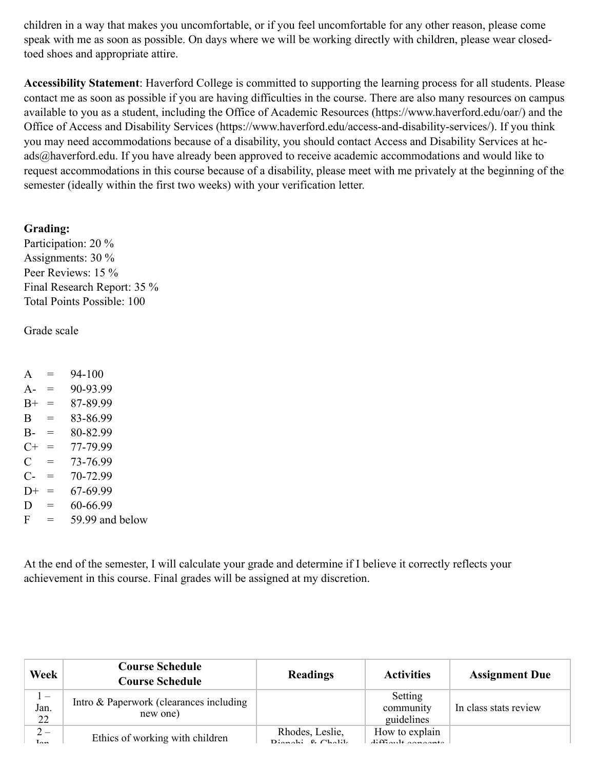children in a way that makes you uncomfortable, or if you feel uncomfortable for any other reason, please come speak with me as soon as possible. On days where we will be working directly with children, please wear closed-toed shoes and appropriate attire.

**Accessibility Statement**: Haverford College is committed to supporting the learning process for all students. Please contact me as soon as possible if you are having difficulties in the course. There are also many resources on campus available to you as a student, including the Office of Academic Resources (https://www.haverford.edu/oar/) and the Office of Access and Disability Services (https://www.haverford.edu/access-and-disability-services/). If you think you may need accommodations because of a disability, you should contact Access and Disability Services at hc-ads@haverford.edu. If you have already been approved to receive academic accommodations and would like to request accommodations in this course because of a disability, please meet with me privately at the beginning of the semester (ideally within the first two weeks) with your verification letter.

**Grading:**
Participation: 20 %
Assignments: 30 %
Peer Reviews: 15 %
Final Research Report: 35 %
Total Points Possible: 100

Grade scale

| | | |
|---|---|---|
| A | = | 94-100 |
| A- | = | 90-93.99 |
| B+ | = | 87-89.99 |
| B | = | 83-86.99 |
| B- | = | 80-82.99 |
| C+ | = | 77-79.99 |
| C | = | 73-76.99 |
| C- | = | 70-72.99 |
| D+ | = | 67-69.99 |
| D | = | 60-66.99 |
| F | = | 59.99 and below |

At the end of the semester, I will calculate your grade and determine if I believe it correctly reflects your achievement in this course. Final grades will be assigned at my discretion.

| Week | Course Schedule Course Schedule | Readings | Activities | Assignment Due |
|---|---|---|---|---|
| 1 – Jan. 22 | Intro & Paperwork (clearances including new one) | | Setting community guidelines | In class stats review |
| 2 – Jan | Ethics of working with children | Rhodes, Leslie, Bianchi, & Chalik | How to explain difficult concepts | |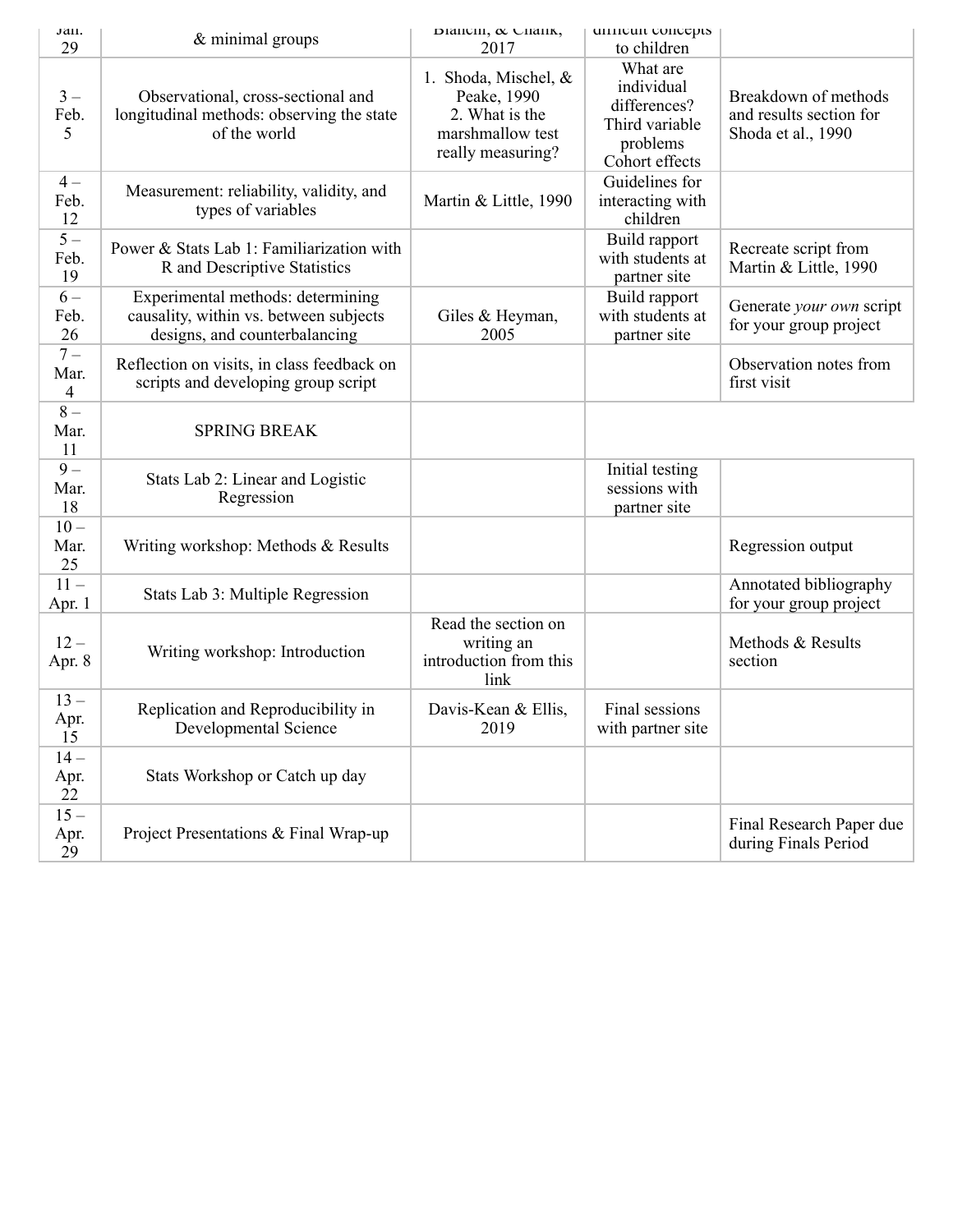| | | | | |
|---|---|---|---|---|
| Jan. 29 | & minimal groups | Bianchi, & Chalk, 2017 | difficult concepts to children | |
| 3 – Feb. 5 | Observational, cross-sectional and longitudinal methods: observing the state of the world | 1. Shoda, Mischel, & Peake, 1990<br>2. What is the marshmallow test really measuring? | What are individual differences?<br>Third variable problems<br>Cohort effects | Breakdown of methods and results section for Shoda et al., 1990 |
| 4 – Feb. 12 | Measurement: reliability, validity, and types of variables | Martin & Little, 1990 | Guidelines for interacting with children | |
| 5 – Feb. 19 | Power & Stats Lab 1: Familiarization with R and Descriptive Statistics | | Build rapport with students at partner site | Recreate script from Martin & Little, 1990 |
| 6 – Feb. 26 | Experimental methods: determining causality, within vs. between subjects designs, and counterbalancing | Giles & Heyman, 2005 | Build rapport with students at partner site | Generate *your own* script for your group project |
| 7 – Mar. 4 | Reflection on visits, in class feedback on scripts and developing group script | | | Observation notes from first visit |
| 8 – Mar. 11 | SPRING BREAK | | | |
| 9 – Mar. 18 | Stats Lab 2: Linear and Logistic Regression | | Initial testing sessions with partner site | |
| 10 – Mar. 25 | Writing workshop: Methods & Results | | | Regression output |
| 11 – Apr. 1 | Stats Lab 3: Multiple Regression | | | Annotated bibliography for your group project |
| 12 – Apr. 8 | Writing workshop: Introduction | Read the section on writing an introduction from this link | | Methods & Results section |
| 13 – Apr. 15 | Replication and Reproducibility in Developmental Science | Davis-Kean & Ellis, 2019 | Final sessions with partner site | |
| 14 – Apr. 22 | Stats Workshop or Catch up day | | | |
| 15 – Apr. 29 | Project Presentations & Final Wrap-up | | | Final Research Paper due during Finals Period |